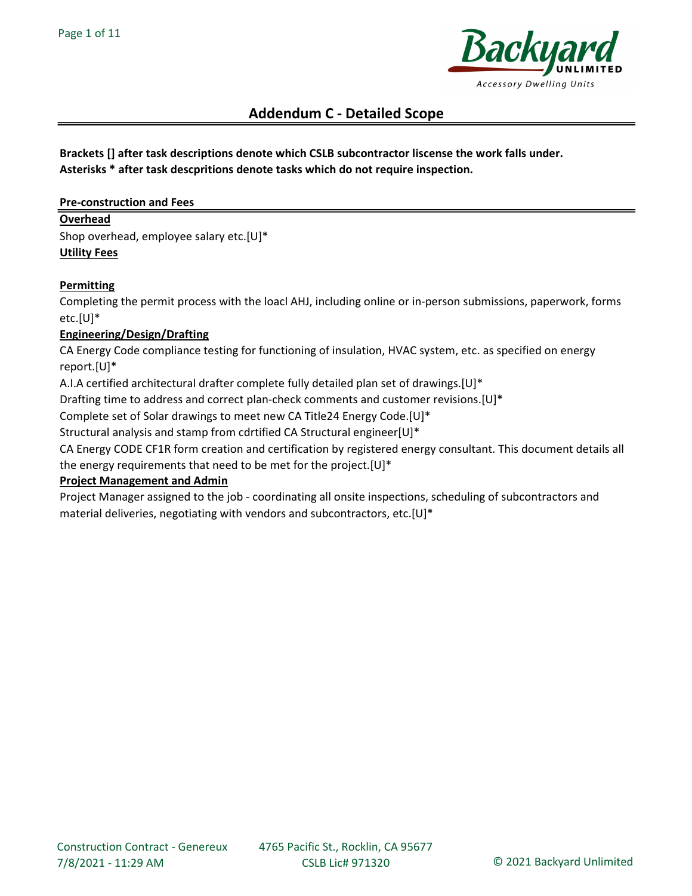## Addendum C - Detailed Scope

**Brackets [] after task descriptions denote which CSLB subcontractor liscense the work falls under.**
**Asterisks * after task descpritions denote tasks which do not require inspection.**

### Pre-construction and Fees

**Overhead**

Shop overhead, employee salary etc.[U]*

**Utility Fees**

**Permitting**

Completing the permit process with the loacl AHJ, including online or in-person submissions, paperwork, forms etc.[U]*

**Engineering/Design/Drafting**

CA Energy Code compliance testing for functioning of insulation, HVAC system, etc. as specified on energy report.[U]*

A.I.A certified architectural drafter complete fully detailed plan set of drawings.[U]*

Drafting time to address and correct plan-check comments and customer revisions.[U]*

Complete set of Solar drawings to meet new CA Title24 Energy Code.[U]*

Structural analysis and stamp from cdrtified CA Structural engineer[U]*

CA Energy CODE CF1R form creation and certification by registered energy consultant. This document details all the energy requirements that need to be met for the project.[U]*

**Project Management and Admin**

Project Manager assigned to the job - coordinating all onsite inspections, scheduling of subcontractors and material deliveries, negotiating with vendors and subcontractors, etc.[U]*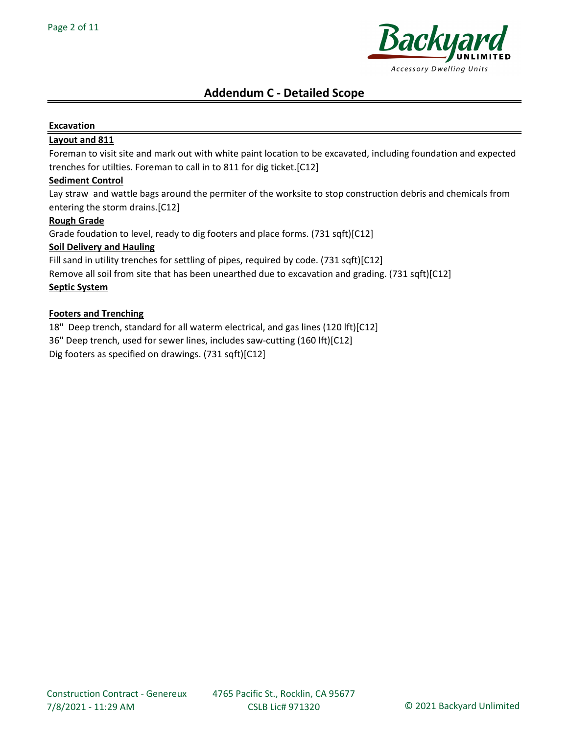## Addendum C - Detailed Scope

### Excavation

**Layout and 811**

Foreman to visit site and mark out with white paint location to be excavated, including foundation and expected trenches for utilties. Foreman to call in to 811 for dig ticket.[C12]

**Sediment Control**

Lay straw  and wattle bags around the permiter of the worksite to stop construction debris and chemicals from entering the storm drains.[C12]

**Rough Grade**

Grade foudation to level, ready to dig footers and place forms. (731 sqft)[C12]

**Soil Delivery and Hauling**

Fill sand in utility trenches for settling of pipes, required by code. (731 sqft)[C12]

Remove all soil from site that has been unearthed due to excavation and grading. (731 sqft)[C12]

**Septic System**

**Footers and Trenching**

18"  Deep trench, standard for all waterm electrical, and gas lines (120 lft)[C12]

36" Deep trench, used for sewer lines, includes saw-cutting (160 lft)[C12]

Dig footers as specified on drawings. (731 sqft)[C12]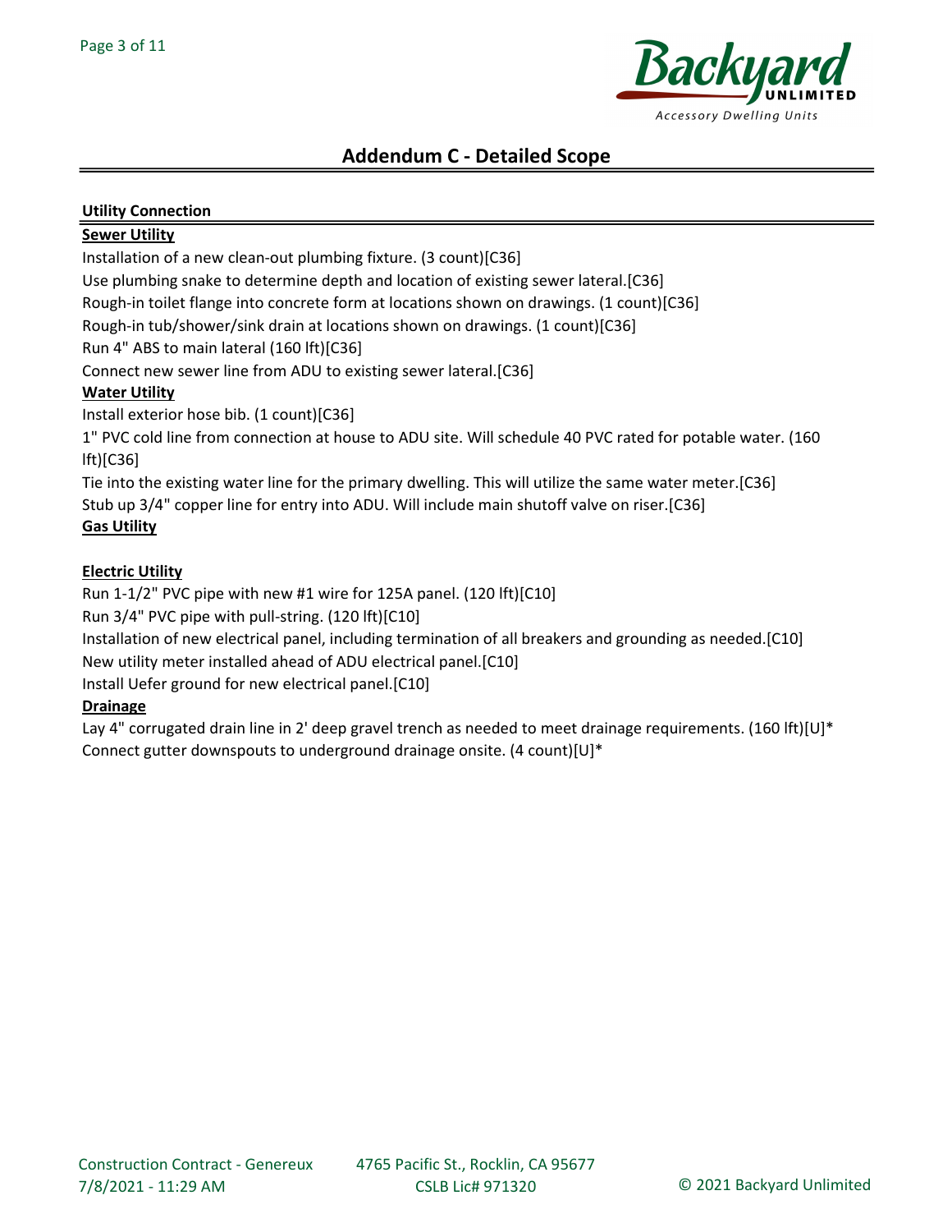# Addendum C - Detailed Scope

**Utility Connection**

**Sewer Utility**

Installation of a new clean-out plumbing fixture. (3 count)[C36]

Use plumbing snake to determine depth and location of existing sewer lateral.[C36]

Rough-in toilet flange into concrete form at locations shown on drawings. (1 count)[C36]

Rough-in tub/shower/sink drain at locations shown on drawings. (1 count)[C36]

Run 4" ABS to main lateral (160 lft)[C36]

Connect new sewer line from ADU to existing sewer lateral.[C36]

**Water Utility**

Install exterior hose bib. (1 count)[C36]

1" PVC cold line from connection at house to ADU site. Will schedule 40 PVC rated for potable water. (160 lft)[C36]

Tie into the existing water line for the primary dwelling. This will utilize the same water meter.[C36]

Stub up 3/4" copper line for entry into ADU. Will include main shutoff valve on riser.[C36]

**Gas Utility**

**Electric Utility**

Run 1-1/2" PVC pipe with new #1 wire for 125A panel. (120 lft)[C10]

Run 3/4" PVC pipe with pull-string. (120 lft)[C10]

Installation of new electrical panel, including termination of all breakers and grounding as needed.[C10]

New utility meter installed ahead of ADU electrical panel.[C10]

Install Uefer ground for new electrical panel.[C10]

**Drainage**

Lay 4" corrugated drain line in 2' deep gravel trench as needed to meet drainage requirements. (160 lft)[U]*

Connect gutter downspouts to underground drainage onsite. (4 count)[U]*

Construction Contract - Genereux
7/8/2021 - 11:29 AM

4765 Pacific St., Rocklin, CA 95677
CSLB Lic# 971320

© 2021 Backyard Unlimited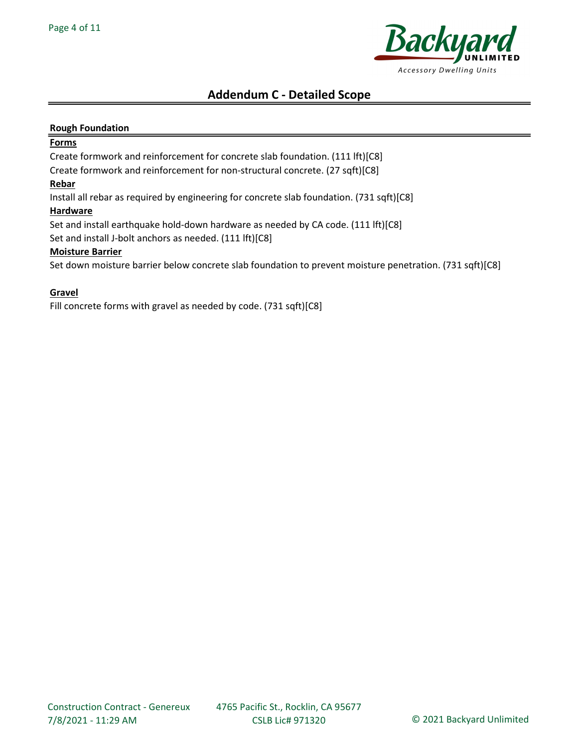## Addendum C - Detailed Scope

**Rough Foundation**

**Forms**

Create formwork and reinforcement for concrete slab foundation. (111 lft)[C8]

Create formwork and reinforcement for non-structural concrete. (27 sqft)[C8]

**Rebar**

Install all rebar as required by engineering for concrete slab foundation. (731 sqft)[C8]

**Hardware**

Set and install earthquake hold-down hardware as needed by CA code. (111 lft)[C8]

Set and install J-bolt anchors as needed. (111 lft)[C8]

**Moisture Barrier**

Set down moisture barrier below concrete slab foundation to prevent moisture penetration. (731 sqft)[C8]

**Gravel**

Fill concrete forms with gravel as needed by code. (731 sqft)[C8]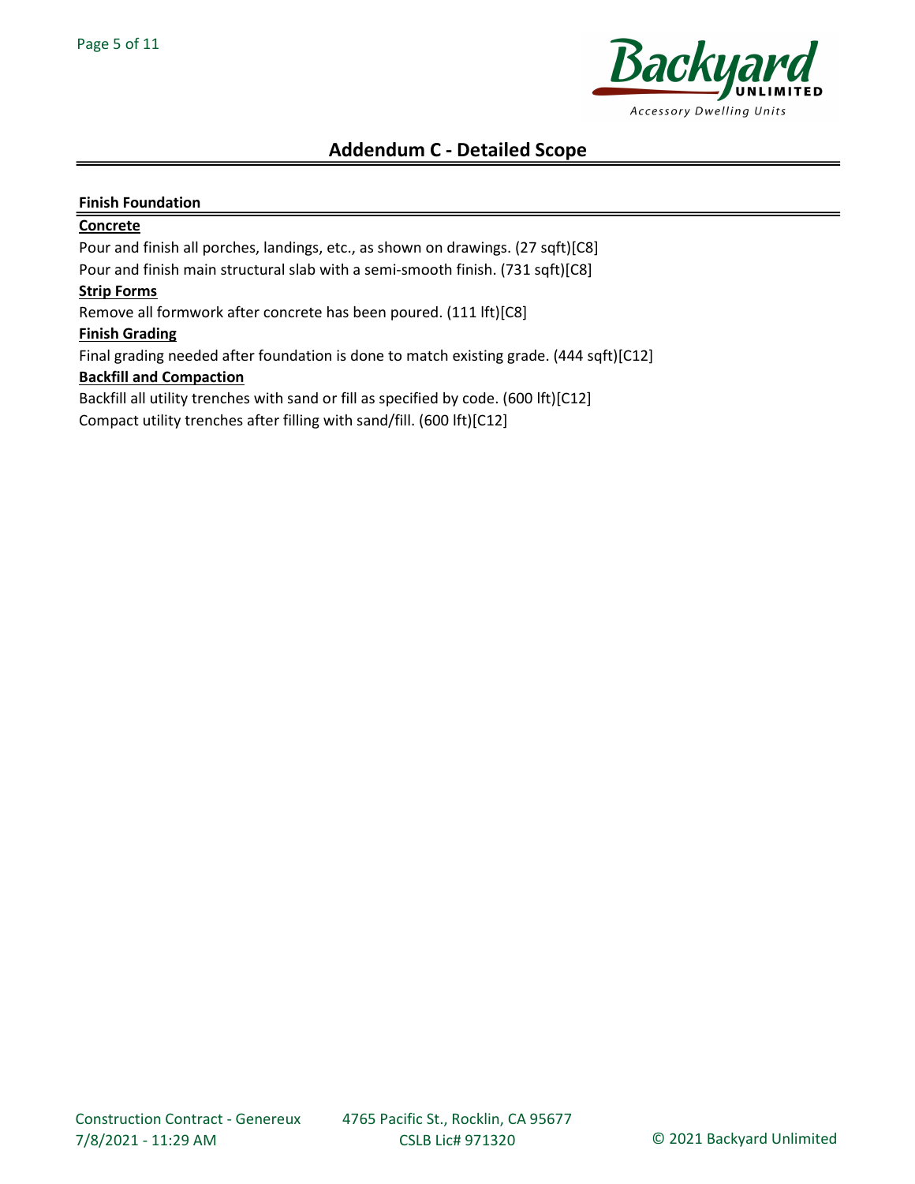## Addendum C - Detailed Scope

### Finish Foundation

**Concrete**

Pour and finish all porches, landings, etc., as shown on drawings. (27 sqft)[C8]

Pour and finish main structural slab with a semi-smooth finish. (731 sqft)[C8]

**Strip Forms**

Remove all formwork after concrete has been poured. (111 lft)[C8]

**Finish Grading**

Final grading needed after foundation is done to match existing grade. (444 sqft)[C12]

**Backfill and Compaction**

Backfill all utility trenches with sand or fill as specified by code. (600 lft)[C12]

Compact utility trenches after filling with sand/fill. (600 lft)[C12]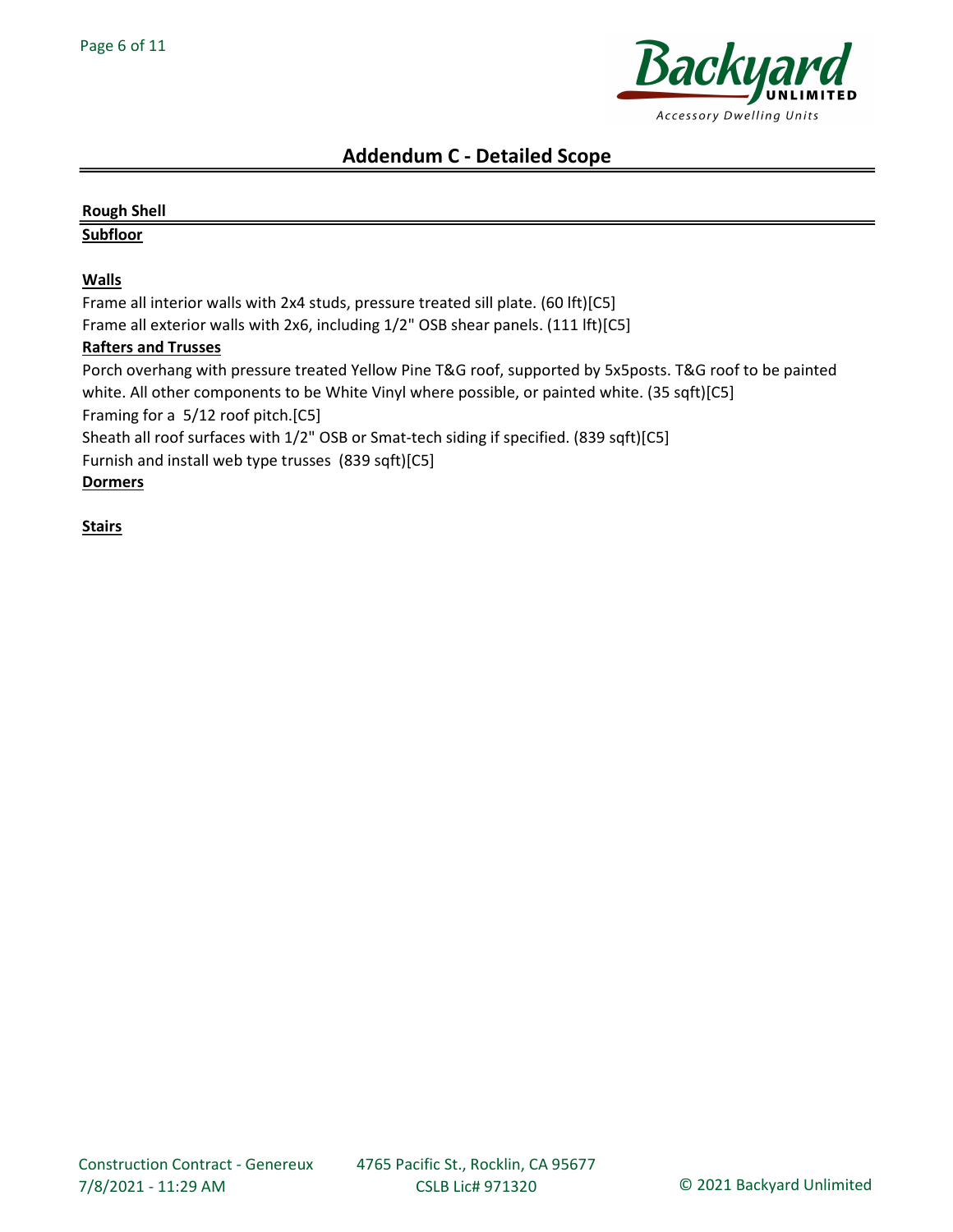# Addendum C - Detailed Scope

## Rough Shell

### Subfloor

### Walls

Frame all interior walls with 2x4 studs, pressure treated sill plate. (60 lft)[C5]

Frame all exterior walls with 2x6, including 1/2" OSB shear panels. (111 lft)[C5]

### Rafters and Trusses

Porch overhang with pressure treated Yellow Pine T&G roof, supported by 5x5posts. T&G roof to be painted white. All other components to be White Vinyl where possible, or painted white. (35 sqft)[C5]

Framing for a 5/12 roof pitch.[C5]

Sheath all roof surfaces with 1/2" OSB or Smat-tech siding if specified. (839 sqft)[C5]

Furnish and install web type trusses (839 sqft)[C5]

### Dormers

### Stairs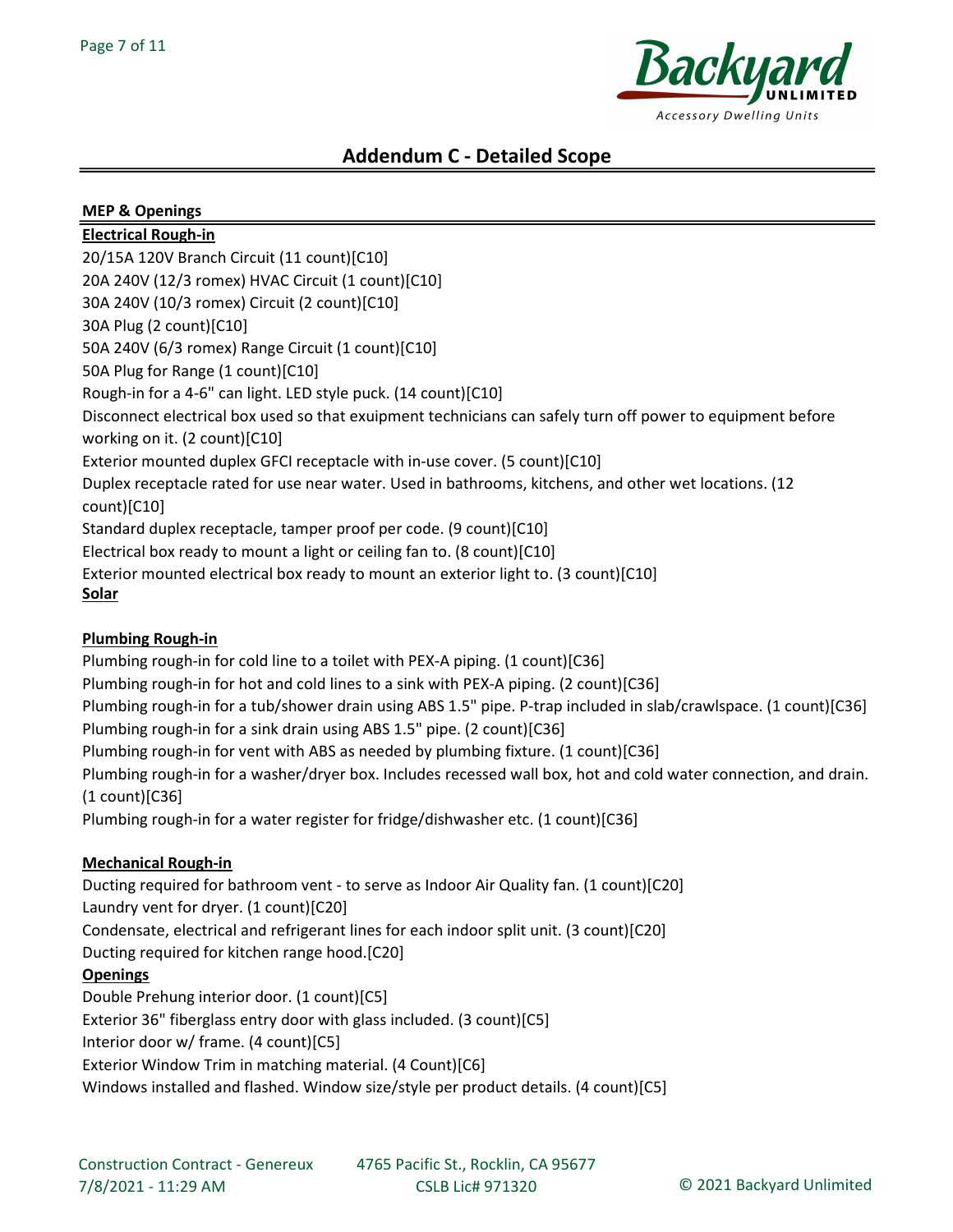## Addendum C - Detailed Scope

### MEP & Openings

**Electrical Rough-in**

20/15A 120V Branch Circuit (11 count)[C10]
20A 240V (12/3 romex) HVAC Circuit (1 count)[C10]
30A 240V (10/3 romex) Circuit (2 count)[C10]
30A Plug (2 count)[C10]
50A 240V (6/3 romex) Range Circuit (1 count)[C10]
50A Plug for Range (1 count)[C10]
Rough-in for a 4-6" can light. LED style puck. (14 count)[C10]
Disconnect electrical box used so that exuipment technicians can safely turn off power to equipment before working on it. (2 count)[C10]
Exterior mounted duplex GFCI receptacle with in-use cover. (5 count)[C10]
Duplex receptacle rated for use near water. Used in bathrooms, kitchens, and other wet locations. (12 count)[C10]
Standard duplex receptacle, tamper proof per code. (9 count)[C10]
Electrical box ready to mount a light or ceiling fan to. (8 count)[C10]
Exterior mounted electrical box ready to mount an exterior light to. (3 count)[C10]

**Solar**

**Plumbing Rough-in**

Plumbing rough-in for cold line to a toilet with PEX-A piping. (1 count)[C36]
Plumbing rough-in for hot and cold lines to a sink with PEX-A piping. (2 count)[C36]
Plumbing rough-in for a tub/shower drain using ABS 1.5" pipe. P-trap included in slab/crawlspace. (1 count)[C36]
Plumbing rough-in for a sink drain using ABS 1.5" pipe. (2 count)[C36]
Plumbing rough-in for vent with ABS as needed by plumbing fixture. (1 count)[C36]
Plumbing rough-in for a washer/dryer box. Includes recessed wall box, hot and cold water connection, and drain. (1 count)[C36]
Plumbing rough-in for a water register for fridge/dishwasher etc. (1 count)[C36]

**Mechanical Rough-in**

Ducting required for bathroom vent - to serve as Indoor Air Quality fan. (1 count)[C20]
Laundry vent for dryer. (1 count)[C20]
Condensate, electrical and refrigerant lines for each indoor split unit. (3 count)[C20]
Ducting required for kitchen range hood.[C20]

**Openings**

Double Prehung interior door. (1 count)[C5]
Exterior 36" fiberglass entry door with glass included. (3 count)[C5]
Interior door w/ frame. (4 count)[C5]
Exterior Window Trim in matching material. (4 Count)[C6]
Windows installed and flashed. Window size/style per product details. (4 count)[C5]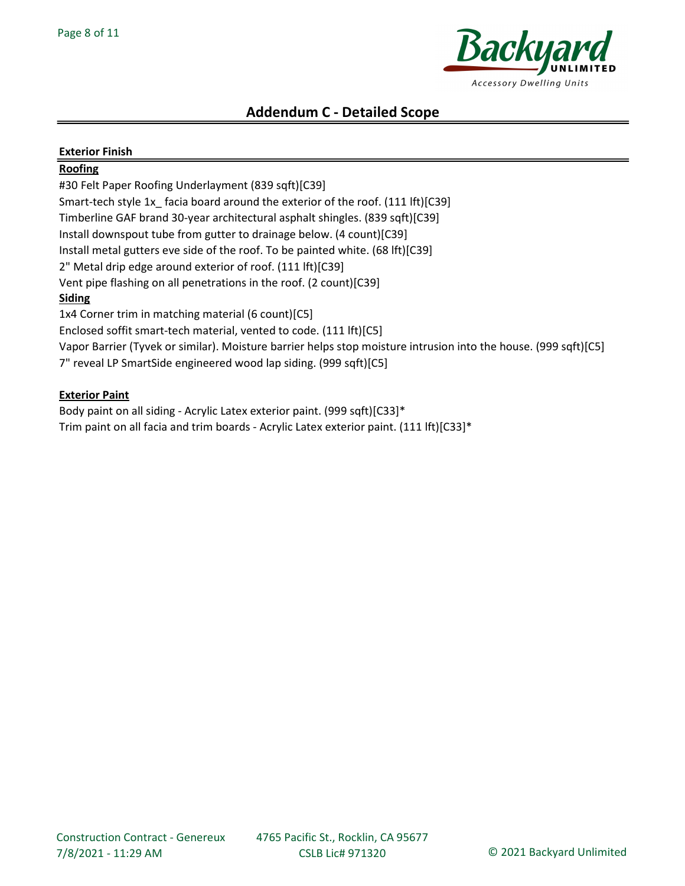## Addendum C - Detailed Scope

**Exterior Finish**

**Roofing**

#30 Felt Paper Roofing Underlayment (839 sqft)[C39]
Smart-tech style 1x_ facia board around the exterior of the roof. (111 lft)[C39]
Timberline GAF brand 30-year architectural asphalt shingles. (839 sqft)[C39]
Install downspout tube from gutter to drainage below. (4 count)[C39]
Install metal gutters eve side of the roof. To be painted white. (68 lft)[C39]
2" Metal drip edge around exterior of roof. (111 lft)[C39]
Vent pipe flashing on all penetrations in the roof. (2 count)[C39]

**Siding**

1x4 Corner trim in matching material (6 count)[C5]
Enclosed soffit smart-tech material, vented to code. (111 lft)[C5]
Vapor Barrier (Tyvek or similar). Moisture barrier helps stop moisture intrusion into the house. (999 sqft)[C5]
7" reveal LP SmartSide engineered wood lap siding. (999 sqft)[C5]

**Exterior Paint**

Body paint on all siding - Acrylic Latex exterior paint. (999 sqft)[C33]*
Trim paint on all facia and trim boards - Acrylic Latex exterior paint. (111 lft)[C33]*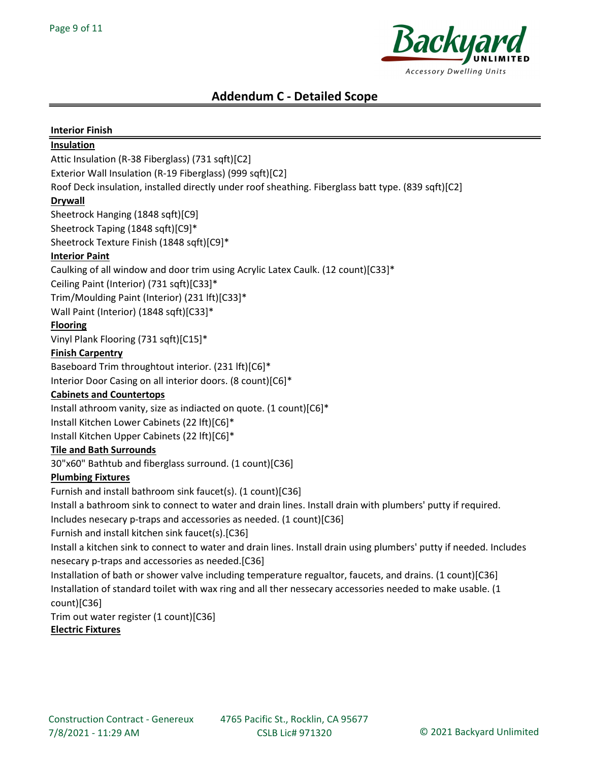## Addendum C - Detailed Scope

### Interior Finish

**Insulation**

Attic Insulation (R-38 Fiberglass) (731 sqft)[C2]
Exterior Wall Insulation (R-19 Fiberglass) (999 sqft)[C2]
Roof Deck insulation, installed directly under roof sheathing. Fiberglass batt type. (839 sqft)[C2]

**Drywall**

Sheetrock Hanging (1848 sqft)[C9]
Sheetrock Taping (1848 sqft)[C9]*
Sheetrock Texture Finish (1848 sqft)[C9]*

**Interior Paint**

Caulking of all window and door trim using Acrylic Latex Caulk. (12 count)[C33]*
Ceiling Paint (Interior) (731 sqft)[C33]*
Trim/Moulding Paint (Interior) (231 lft)[C33]*
Wall Paint (Interior) (1848 sqft)[C33]*

**Flooring**

Vinyl Plank Flooring (731 sqft)[C15]*

**Finish Carpentry**

Baseboard Trim throughtout interior. (231 lft)[C6]*
Interior Door Casing on all interior doors. (8 count)[C6]*

**Cabinets and Countertops**

Install athroom vanity, size as indiacted on quote. (1 count)[C6]*
Install Kitchen Lower Cabinets (22 lft)[C6]*
Install Kitchen Upper Cabinets (22 lft)[C6]*

**Tile and Bath Surrounds**

30"x60" Bathtub and fiberglass surround. (1 count)[C36]

**Plumbing Fixtures**

Furnish and install bathroom sink faucet(s). (1 count)[C36]
Install a bathroom sink to connect to water and drain lines. Install drain with plumbers' putty if required. Includes nesecary p-traps and accessories as needed. (1 count)[C36]
Furnish and install kitchen sink faucet(s).[C36]
Install a kitchen sink to connect to water and drain lines. Install drain using plumbers' putty if needed. Includes nesecary p-traps and accessories as needed.[C36]
Installation of bath or shower valve including temperature regualtor, faucets, and drains. (1 count)[C36]
Installation of standard toilet with wax ring and all ther nessecary accessories needed to make usable. (1 count)[C36]
Trim out water register (1 count)[C36]

**Electric Fixtures**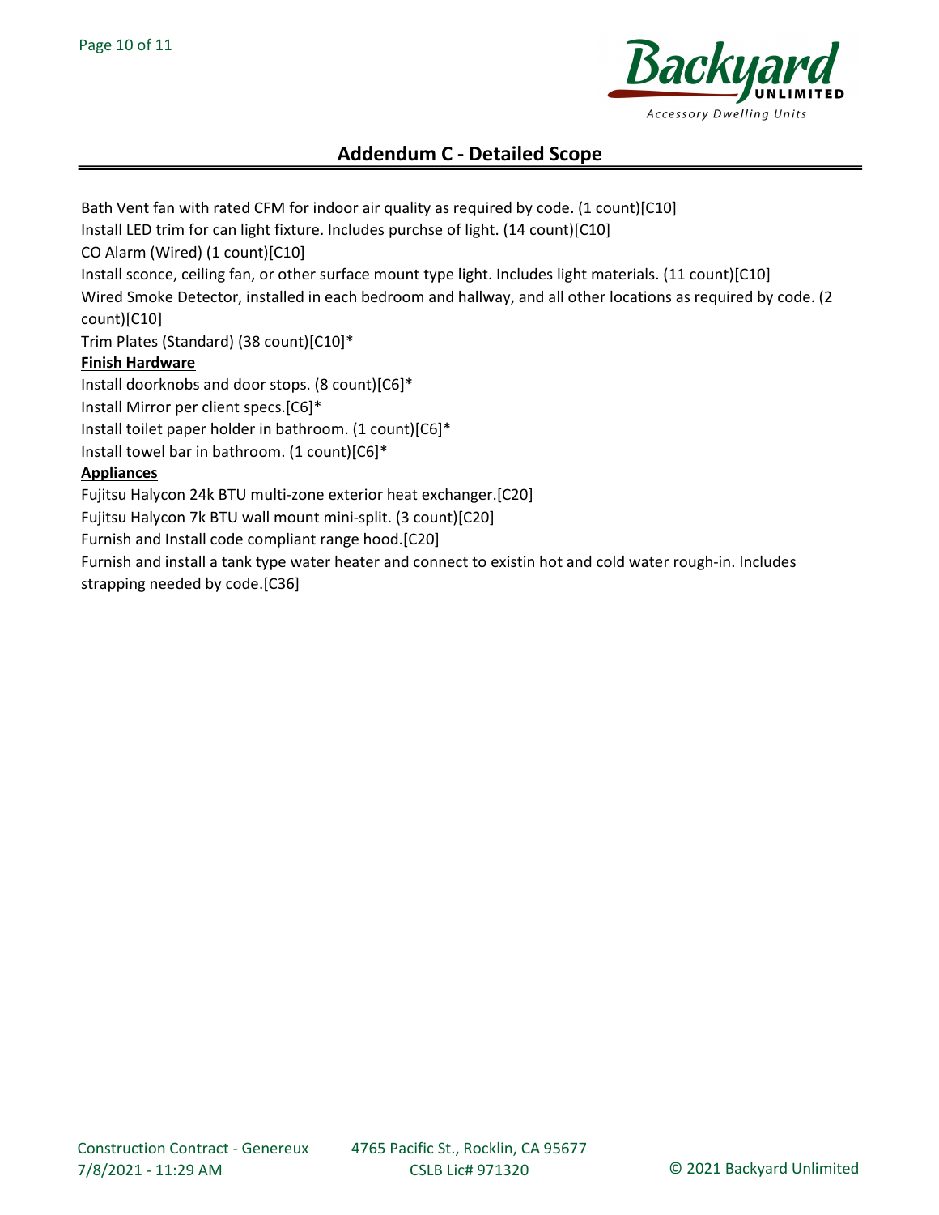## Addendum C - Detailed Scope

Bath Vent fan with rated CFM for indoor air quality as required by code. (1 count)[C10]
Install LED trim for can light fixture. Includes purchse of light. (14 count)[C10]
CO Alarm (Wired) (1 count)[C10]
Install sconce, ceiling fan, or other surface mount type light. Includes light materials. (11 count)[C10]
Wired Smoke Detector, installed in each bedroom and hallway, and all other locations as required by code. (2 count)[C10]
Trim Plates (Standard) (38 count)[C10]*

**Finish Hardware**

Install doorknobs and door stops. (8 count)[C6]*
Install Mirror per client specs.[C6]*
Install toilet paper holder in bathroom. (1 count)[C6]*
Install towel bar in bathroom. (1 count)[C6]*

**Appliances**

Fujitsu Halycon 24k BTU multi-zone exterior heat exchanger.[C20]
Fujitsu Halycon 7k BTU wall mount mini-split. (3 count)[C20]
Furnish and Install code compliant range hood.[C20]
Furnish and install a tank type water heater and connect to existin hot and cold water rough-in. Includes strapping needed by code.[C36]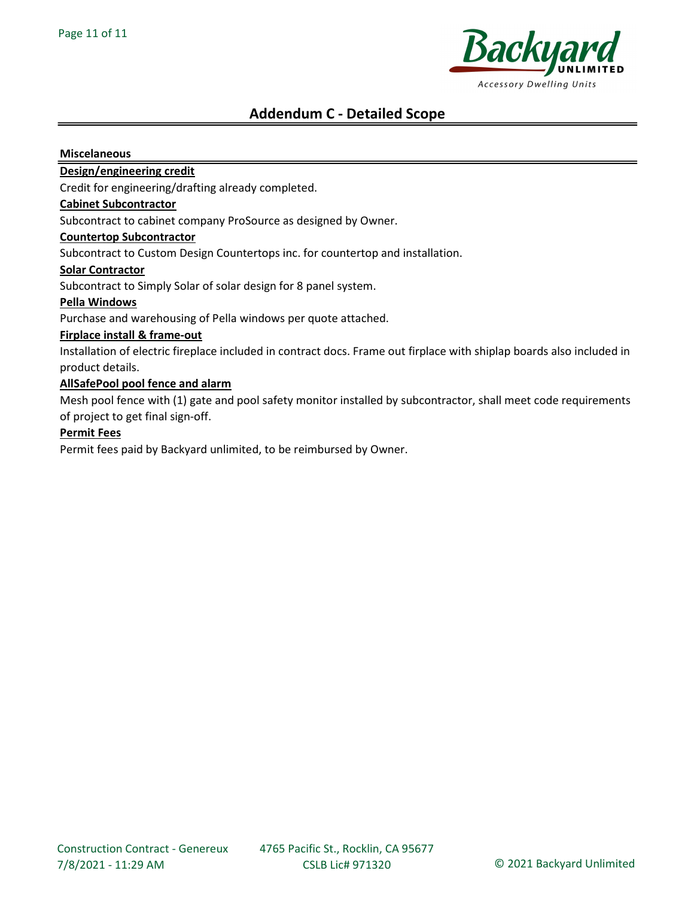## Addendum C - Detailed Scope

**Miscelaneous**

**Design/engineering credit**

Credit for engineering/drafting already completed.

**Cabinet Subcontractor**

Subcontract to cabinet company ProSource as designed by Owner.

**Countertop Subcontractor**

Subcontract to Custom Design Countertops inc. for countertop and installation.

**Solar Contractor**

Subcontract to Simply Solar of solar design for 8 panel system.

**Pella Windows**

Purchase and warehousing of Pella windows per quote attached.

**Firplace install & frame-out**

Installation of electric fireplace included in contract docs. Frame out firplace with shiplap boards also included in product details.

**AllSafePool pool fence and alarm**

Mesh pool fence with (1) gate and pool safety monitor installed by subcontractor, shall meet code requirements of project to get final sign-off.

**Permit Fees**

Permit fees paid by Backyard unlimited, to be reimbursed by Owner.